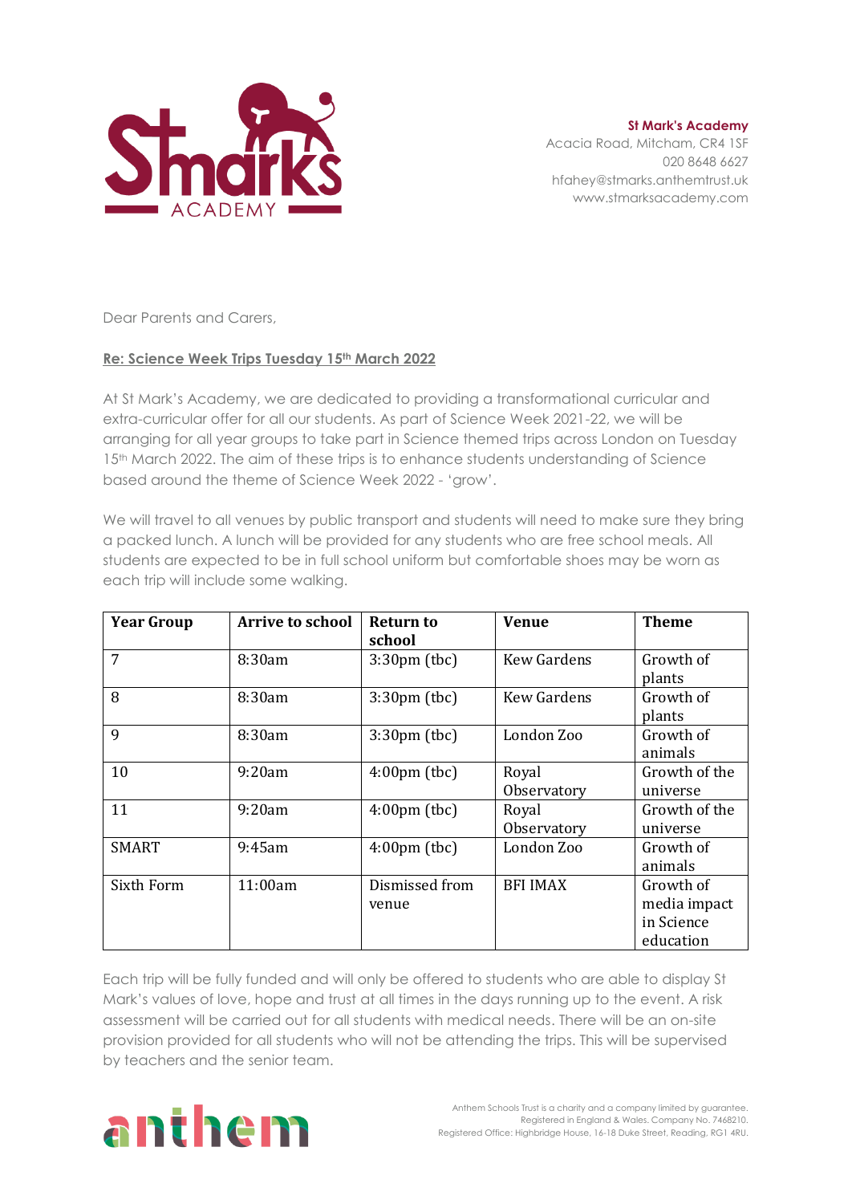**St Mark's Academy**
Acacia Road, Mitcham, CR4 1SF
020 8648 6627
hfahey@stmarks.anthemtrust.uk
www.stmarksacademy.com

Dear Parents and Carers,

**Re: Science Week Trips Tuesday 15th March 2022**

At St Mark's Academy, we are dedicated to providing a transformational curricular and extra-curricular offer for all our students. As part of Science Week 2021-22, we will be arranging for all year groups to take part in Science themed trips across London on Tuesday 15th March 2022. The aim of these trips is to enhance students understanding of Science based around the theme of Science Week 2022 - 'grow'.

We will travel to all venues by public transport and students will need to make sure they bring a packed lunch. A lunch will be provided for any students who are free school meals. All students are expected to be in full school uniform but comfortable shoes may be worn as each trip will include some walking.

| Year Group | Arrive to school | Return to school | Venue | Theme |
|---|---|---|---|---|
| 7 | 8:30am | 3:30pm (tbc) | Kew Gardens | Growth of plants |
| 8 | 8:30am | 3:30pm (tbc) | Kew Gardens | Growth of plants |
| 9 | 8:30am | 3:30pm (tbc) | London Zoo | Growth of animals |
| 10 | 9:20am | 4:00pm (tbc) | Royal Observatory | Growth of the universe |
| 11 | 9:20am | 4:00pm (tbc) | Royal Observatory | Growth of the universe |
| SMART | 9:45am | 4:00pm (tbc) | London Zoo | Growth of animals |
| Sixth Form | 11:00am | Dismissed from venue | BFI IMAX | Growth of media impact in Science education |

Each trip will be fully funded and will only be offered to students who are able to display St Mark's values of love, hope and trust at all times in the days running up to the event. A risk assessment will be carried out for all students with medical needs. There will be an on-site provision provided for all students who will not be attending the trips. This will be supervised by teachers and the senior team.

Anthem Schools Trust is a charity and a company limited by guarantee.
Registered in England & Wales. Company No. 7468210.
Registered Office: Highbridge House, 16-18 Duke Street, Reading, RG1 4RU.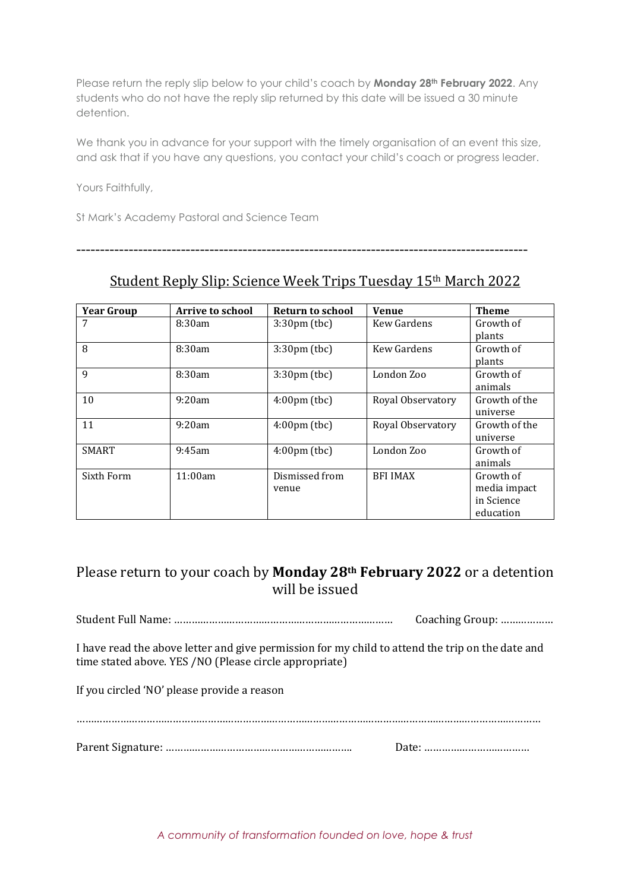Please return the reply slip below to your child's coach by **Monday 28th February 2022**. Any students who do not have the reply slip returned by this date will be issued a 30 minute detention.

We thank you in advance for your support with the timely organisation of an event this size, and ask that if you have any questions, you contact your child's coach or progress leader.

Yours Faithfully,

St Mark's Academy Pastoral and Science Team

---

## Student Reply Slip: Science Week Trips Tuesday 15th March 2022

| Year Group | Arrive to school | Return to school | Venue | Theme |
|---|---|---|---|---|
| 7 | 8:30am | 3:30pm (tbc) | Kew Gardens | Growth of plants |
| 8 | 8:30am | 3:30pm (tbc) | Kew Gardens | Growth of plants |
| 9 | 8:30am | 3:30pm (tbc) | London Zoo | Growth of animals |
| 10 | 9:20am | 4:00pm (tbc) | Royal Observatory | Growth of the universe |
| 11 | 9:20am | 4:00pm (tbc) | Royal Observatory | Growth of the universe |
| SMART | 9:45am | 4:00pm (tbc) | London Zoo | Growth of animals |
| Sixth Form | 11:00am | Dismissed from venue | BFI IMAX | Growth of media impact in Science education |

Please return to your coach by **Monday 28th February 2022** or a detention will be issued

Student Full Name: …………………………………………………………………… Coaching Group: ………………

I have read the above letter and give permission for my child to attend the trip on the date and time stated above. YES /NO (Please circle appropriate)

If you circled 'NO' please provide a reason

…………………………………………………………………………………………………………………………………………

Parent Signature: ……………………………………………………….. Date: ………………………………